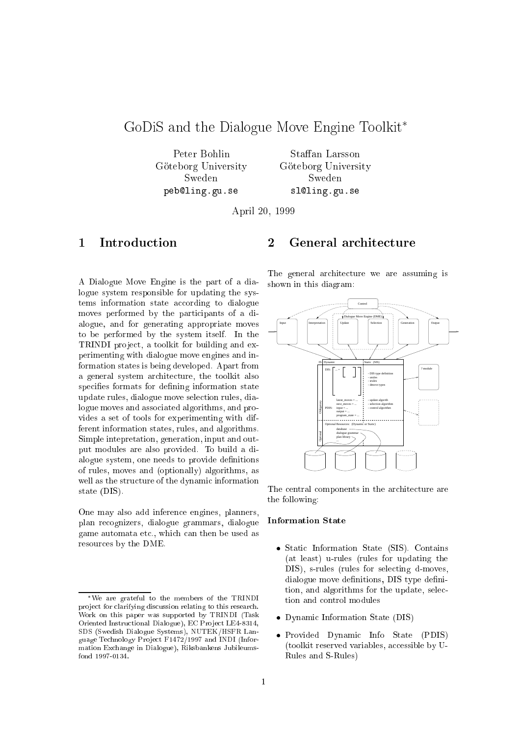# GoDiS and the Dialogue Move Engine Toolkit*

Peter Bohlin
Göteborg University
Sweden
peb@ling.gu.se

Staffan Larsson
Göteborg University
Sweden
sl@ling.gu.se

April 20, 1999

## 1 Introduction

A Dialogue Move Engine is the part of a dialogue system responsible for updating the systems information state according to dialogue moves performed by the participants of a dialogue, and for generating appropriate moves to be performed by the system itself. In the TRINDI project, a toolkit for building and experimenting with dialogue move engines and information states is being developed. Apart from a general system architecture, the toolkit also specifies formats for defining information state update rules, dialogue move selection rules, dialogue moves and associated algorithms, and provides a set of tools for experimenting with different information states, rules, and algorithms. Simple intepretation, generation, input and output modules are also provided. To build a dialogue system, one needs to provide definitions of rules, moves and (optionally) algorithms, as well as the structure of the dynamic information state (DIS).

One may also add inference engines, planners, plan recognizers, dialogue grammars, dialogue game automata etc., which can then be used as resources by the DME.

## 2 General architecture

The general architecture we are assuming is shown in this diagram:

The central components in the architecture are the following:

**Information State**

- Static Information State (SIS). Contains (at least) u-rules (rules for updating the DIS), s-rules (rules for selecting d-moves, dialogue move definitions, DIS type definition, and algorithms for the update, selection and control modules
- Dynamic Information State (DIS)
- Provided Dynamic Info State (PDIS) (toolkit reserved variables, accessible by U-Rules and S-Rules)

*We are grateful to the members of the TRINDI project for clarifying discussion relating to this research. Work on this paper was supported by TRINDI (Task Oriented Instructional Dialogue), EC Project LE4-8314, SDS (Swedish Dialogue Systems), NUTEK/HSFR Language Technology Project F1472/1997 and INDI (Information Exchange in Dialogue), Riksbankens Jubileumsfond 1997-0134.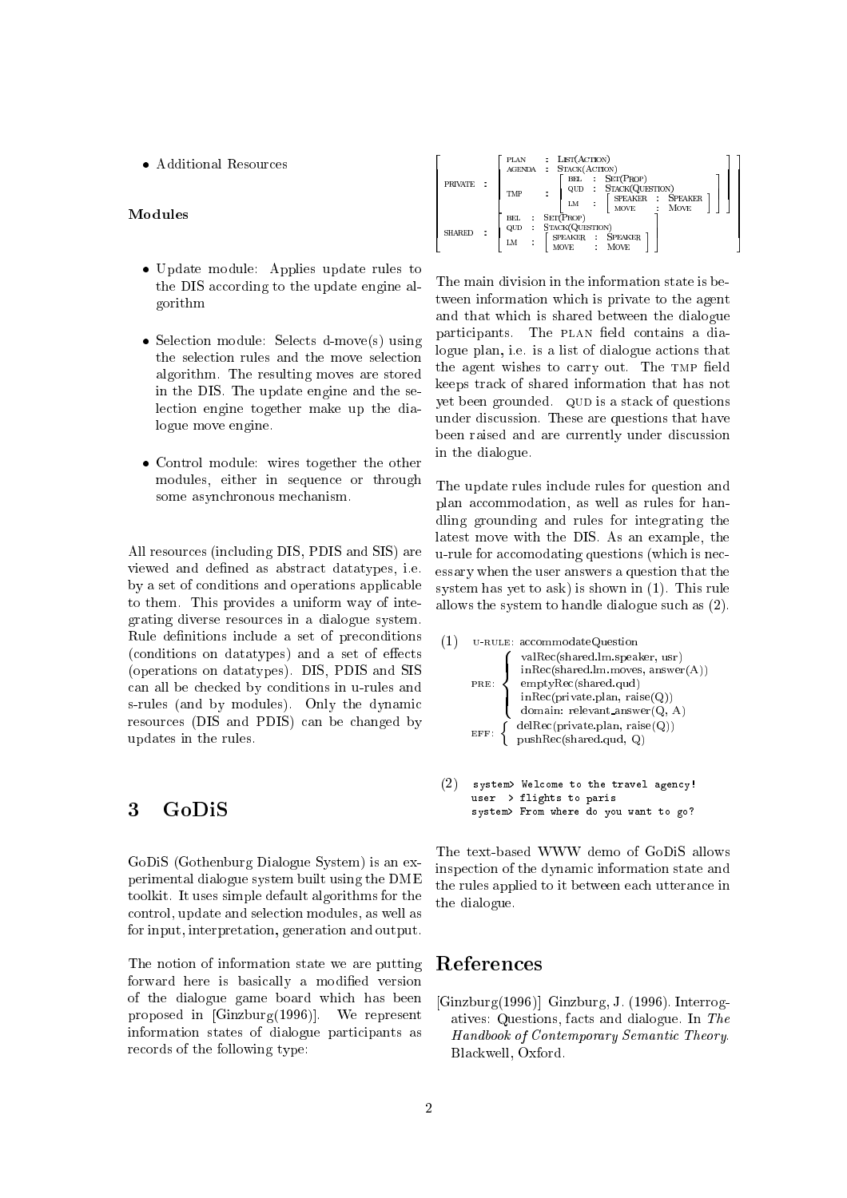- Additional Resources

**Modules**

- Update module: Applies update rules to the DIS according to the update engine algorithm
- Selection module: Selects d-move(s) using the selection rules and the move selection algorithm. The resulting moves are stored in the DIS. The update engine and the selection engine together make up the dialogue move engine.
- Control module: wires together the other modules, either in sequence or through some asynchronous mechanism.

All resources (including DIS, PDIS and SIS) are viewed and defined as abstract datatypes, i.e. by a set of conditions and operations applicable to them. This provides a uniform way of integrating diverse resources in a dialogue system. Rule definitions include a set of preconditions (conditions on datatypes) and a set of effects (operations on datatypes). DIS, PDIS and SIS can all be checked by conditions in u-rules and s-rules (and by modules). Only the dynamic resources (DIS and PDIS) can be changed by updates in the rules.

## 3 GoDiS

GoDiS (Gothenburg Dialogue System) is an experimental dialogue system built using the DME toolkit. It uses simple default algorithms for the control, update and selection modules, as well as for input, interpretation, generation and output.

The notion of information state we are putting forward here is basically a modified version of the dialogue game board which has been proposed in [Ginzburg(1996)]. We represent information states of dialogue participants as records of the following type:

$$\left[\begin{array}{lll} \text{PRIVATE} & : & \left[\begin{array}{lll} \text{PLAN} & : & \text{List(Action)} \\ \text{AGENDA} & : & \text{Stack(Action)} \\ \text{TMP} & : & \left[\begin{array}{lll} \text{BEL} & : & \text{Set(Prop)} \\ \text{QUD} & : & \text{Stack(Question)} \\ \text{LM} & : & \left[\begin{array}{lll} \text{SPEAKER} & : & \text{Speaker} \\ \text{MOVE} & : & \text{Move} \end{array}\right] \end{array}\right] \end{array}\right] \\ \text{SHARED} & : & \left[\begin{array}{lll} \text{BEL} & : & \text{Set(Prop)} \\ \text{QUD} & : & \text{Stack(Question)} \\ \text{LM} & : & \left[\begin{array}{lll} \text{SPEAKER} & : & \text{Speaker} \\ \text{MOVE} & : & \text{Move} \end{array}\right] \end{array}\right] \end{array}\right]$$

The main division in the information state is between information which is private to the agent and that which is shared between the dialogue participants. The PLAN field contains a dialogue plan, i.e. is a list of dialogue actions that the agent wishes to carry out. The TMP field keeps track of shared information that has not yet been grounded. QUD is a stack of questions under discussion. These are questions that have been raised and are currently under discussion in the dialogue.

The update rules include rules for question and plan accommodation, as well as rules for handling grounding and rules for integrating the latest move with the DIS. As an example, the u-rule for accomodating questions (which is necessary when the user answers a question that the system has yet to ask) is shown in (1). This rule allows the system to handle dialogue such as (2).

(1) U-RULE: accommodateQuestion

$$\text{PRE:} \left\{\begin{array}{l} \text{valRec(shared.lm.speaker, usr)} \\ \text{inRec(shared.lm.moves, answer(A))} \\ \text{emptyRec(shared.qud)} \\ \text{inRec(private.plan, raise(Q))} \\ \text{domain: relevant\_answer(Q, A)} \end{array}\right.$$

$$\text{EFF:} \left\{\begin{array}{l} \text{delRec(private.plan, raise(Q))} \\ \text{pushRec(shared.qud, Q)} \end{array}\right.$$

(2)
```
system> Welcome to the travel agency!
user   > flights to paris
system> From where do you want to go?
```

The text-based WWW demo of GoDiS allows inspection of the dynamic information state and the rules applied to it between each utterance in the dialogue.

## References

[Ginzburg(1996)] Ginzburg, J. (1996). Interrogatives: Questions, facts and dialogue. In *The Handbook of Contemporary Semantic Theory*. Blackwell, Oxford.